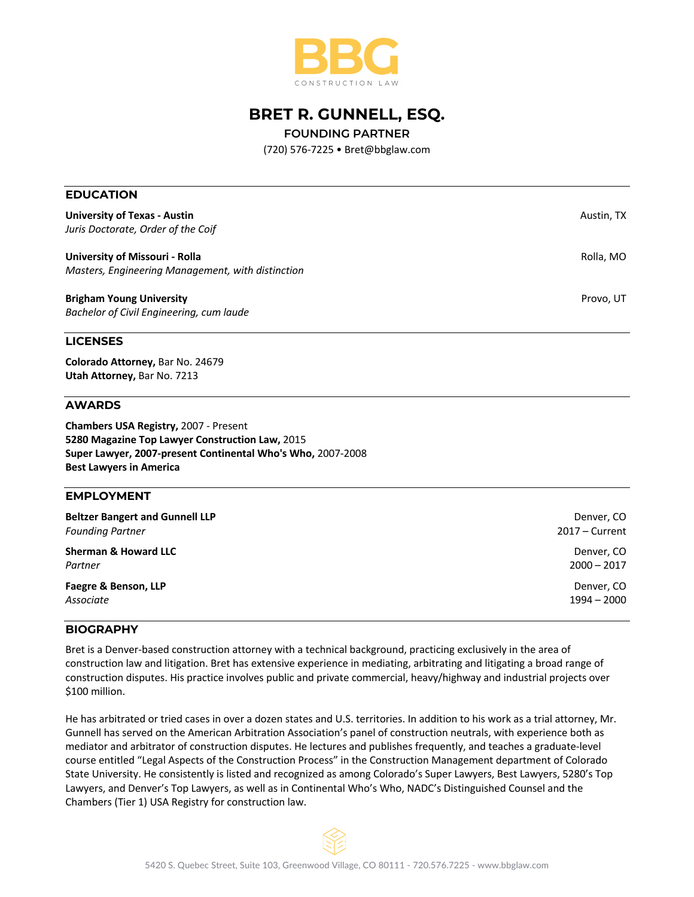BBG

CONSTRUCTION LAW

# BRET R. GUNNELL, ESQ.

**FOUNDING PARTNER**

(720) 576-7225 • Bret@bbglaw.com

## EDUCATION

**University of Texas - Austin** — Austin, TX
*Juris Doctorate, Order of the Coif*

**University of Missouri - Rolla** — Rolla, MO
*Masters, Engineering Management, with distinction*

**Brigham Young University** — Provo, UT
*Bachelor of Civil Engineering, cum laude*

## LICENSES

**Colorado Attorney,** Bar No. 24679
**Utah Attorney,** Bar No. 7213

## AWARDS

**Chambers USA Registry,** 2007 - Present
**5280 Magazine Top Lawyer Construction Law,** 2015
**Super Lawyer, 2007-present Continental Who's Who,** 2007-2008
**Best Lawyers in America**

## EMPLOYMENT

**Beltzer Bangert and Gunnell LLP** — Denver, CO
*Founding Partner* — 2017 – Current

**Sherman & Howard LLC** — Denver, CO
*Partner* — 2000 – 2017

**Faegre & Benson, LLP** — Denver, CO
*Associate* — 1994 – 2000

## BIOGRAPHY

Bret is a Denver-based construction attorney with a technical background, practicing exclusively in the area of construction law and litigation. Bret has extensive experience in mediating, arbitrating and litigating a broad range of construction disputes. His practice involves public and private commercial, heavy/highway and industrial projects over $100 million.

He has arbitrated or tried cases in over a dozen states and U.S. territories. In addition to his work as a trial attorney, Mr. Gunnell has served on the American Arbitration Association's panel of construction neutrals, with experience both as mediator and arbitrator of construction disputes. He lectures and publishes frequently, and teaches a graduate-level course entitled "Legal Aspects of the Construction Process" in the Construction Management department of Colorado State University. He consistently is listed and recognized as among Colorado's Super Lawyers, Best Lawyers, 5280's Top Lawyers, and Denver's Top Lawyers, as well as in Continental Who's Who, NADC's Distinguished Counsel and the Chambers (Tier 1) USA Registry for construction law.

5420 S. Quebec Street, Suite 103, Greenwood Village, CO 80111 - 720.576.7225 - www.bbglaw.com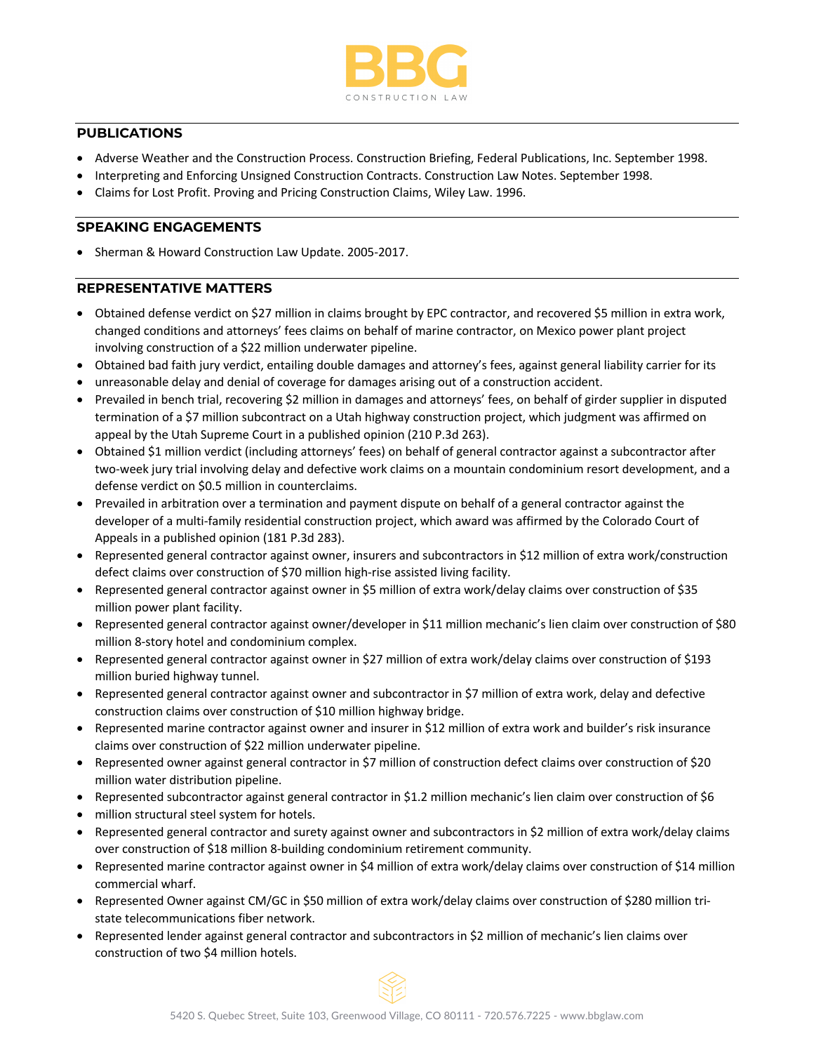## PUBLICATIONS

- Adverse Weather and the Construction Process. Construction Briefing, Federal Publications, Inc. September 1998.
- Interpreting and Enforcing Unsigned Construction Contracts. Construction Law Notes. September 1998.
- Claims for Lost Profit. Proving and Pricing Construction Claims, Wiley Law. 1996.

## SPEAKING ENGAGEMENTS

- Sherman & Howard Construction Law Update. 2005-2017.

## REPRESENTATIVE MATTERS

- Obtained defense verdict on $27 million in claims brought by EPC contractor, and recovered $5 million in extra work, changed conditions and attorneys' fees claims on behalf of marine contractor, on Mexico power plant project involving construction of a $22 million underwater pipeline.
- Obtained bad faith jury verdict, entailing double damages and attorney's fees, against general liability carrier for its
- unreasonable delay and denial of coverage for damages arising out of a construction accident.
- Prevailed in bench trial, recovering $2 million in damages and attorneys' fees, on behalf of girder supplier in disputed termination of a $7 million subcontract on a Utah highway construction project, which judgment was affirmed on appeal by the Utah Supreme Court in a published opinion (210 P.3d 263).
- Obtained $1 million verdict (including attorneys' fees) on behalf of general contractor against a subcontractor after two-week jury trial involving delay and defective work claims on a mountain condominium resort development, and a defense verdict on $0.5 million in counterclaims.
- Prevailed in arbitration over a termination and payment dispute on behalf of a general contractor against the developer of a multi-family residential construction project, which award was affirmed by the Colorado Court of Appeals in a published opinion (181 P.3d 283).
- Represented general contractor against owner, insurers and subcontractors in $12 million of extra work/construction defect claims over construction of $70 million high-rise assisted living facility.
- Represented general contractor against owner in $5 million of extra work/delay claims over construction of $35 million power plant facility.
- Represented general contractor against owner/developer in $11 million mechanic's lien claim over construction of $80 million 8-story hotel and condominium complex.
- Represented general contractor against owner in $27 million of extra work/delay claims over construction of $193 million buried highway tunnel.
- Represented general contractor against owner and subcontractor in $7 million of extra work, delay and defective construction claims over construction of $10 million highway bridge.
- Represented marine contractor against owner and insurer in $12 million of extra work and builder's risk insurance claims over construction of $22 million underwater pipeline.
- Represented owner against general contractor in $7 million of construction defect claims over construction of $20 million water distribution pipeline.
- Represented subcontractor against general contractor in $1.2 million mechanic's lien claim over construction of $6
- million structural steel system for hotels.
- Represented general contractor and surety against owner and subcontractors in $2 million of extra work/delay claims over construction of $18 million 8-building condominium retirement community.
- Represented marine contractor against owner in $4 million of extra work/delay claims over construction of $14 million commercial wharf.
- Represented Owner against CM/GC in $50 million of extra work/delay claims over construction of $280 million tri-state telecommunications fiber network.
- Represented lender against general contractor and subcontractors in $2 million of mechanic's lien claims over construction of two $4 million hotels.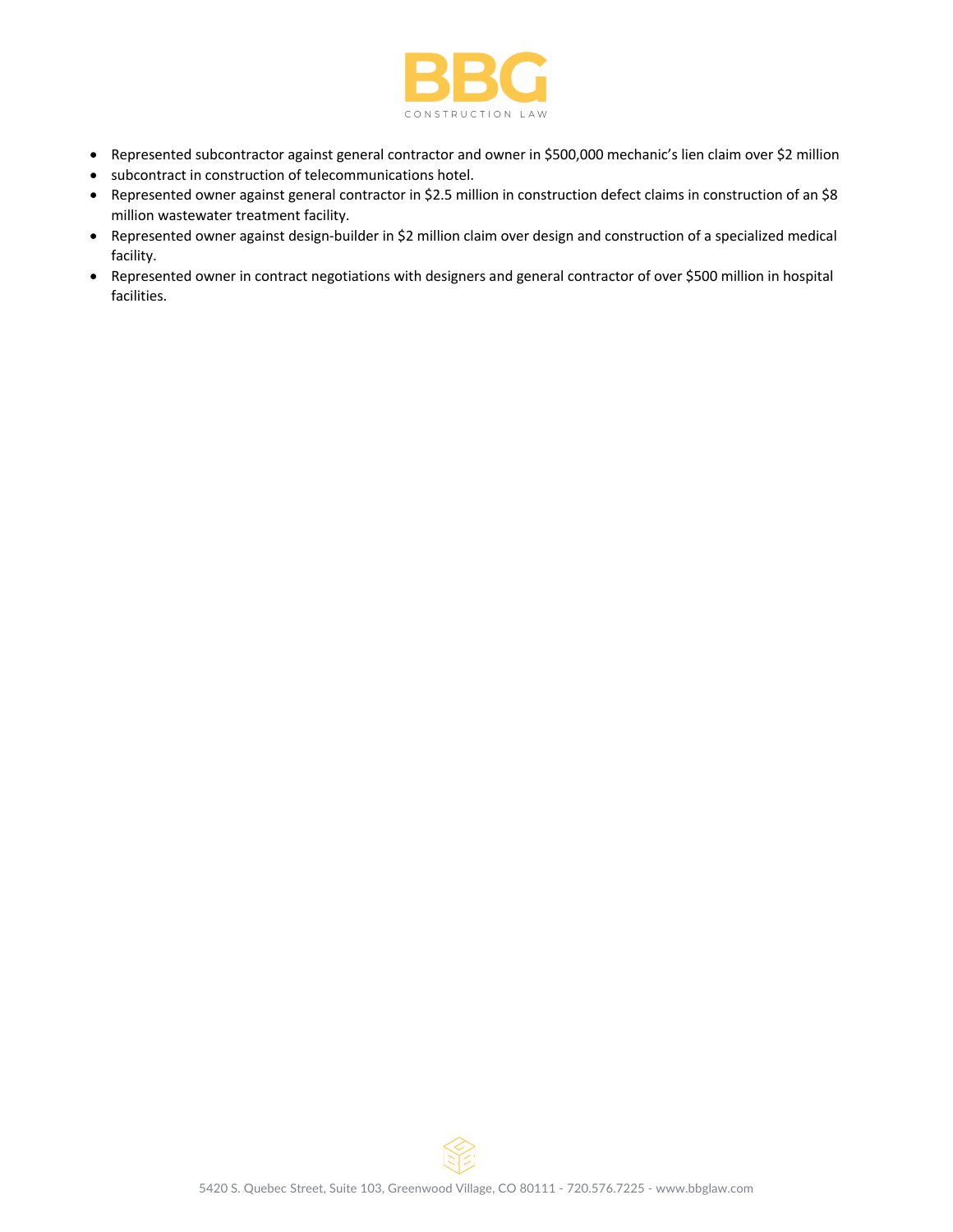- Represented subcontractor against general contractor and owner in $500,000 mechanic's lien claim over $2 million
- subcontract in construction of telecommunications hotel.
- Represented owner against general contractor in $2.5 million in construction defect claims in construction of an $8 million wastewater treatment facility.
- Represented owner against design-builder in $2 million claim over design and construction of a specialized medical facility.
- Represented owner in contract negotiations with designers and general contractor of over $500 million in hospital facilities.